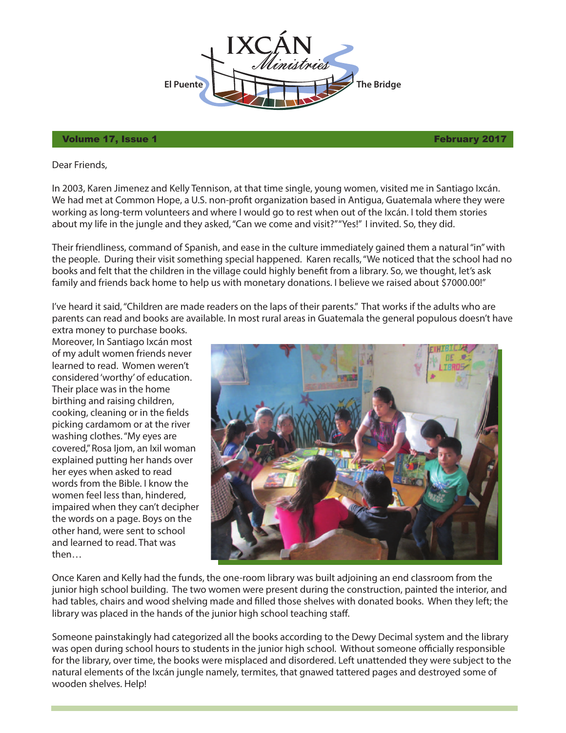# IXCÁN Ministries

El Puente — The Bridge

**Volume 17, Issue 1** **February 2017**

Dear Friends,

In 2003, Karen Jimenez and Kelly Tennison, at that time single, young women, visited me in Santiago Ixcán. We had met at Common Hope, a U.S. non-profit organization based in Antigua, Guatemala where they were working as long-term volunteers and where I would go to rest when out of the Ixcán. I told them stories about my life in the jungle and they asked, "Can we come and visit?" "Yes!" I invited. So, they did.

Their friendliness, command of Spanish, and ease in the culture immediately gained them a natural "in" with the people. During their visit something special happened. Karen recalls, "We noticed that the school had no books and felt that the children in the village could highly benefit from a library. So, we thought, let's ask family and friends back home to help us with monetary donations. I believe we raised about $7000.00!"

I've heard it said, "Children are made readers on the laps of their parents." That works if the adults who are parents can read and books are available. In most rural areas in Guatemala the general populous doesn't have extra money to purchase books. Moreover, In Santiago Ixcán most of my adult women friends never learned to read. Women weren't considered 'worthy' of education. Their place was in the home birthing and raising children, cooking, cleaning or in the fields picking cardamom or at the river washing clothes. "My eyes are covered," Rosa Ijom, an Ixil woman explained putting her hands over her eyes when asked to read words from the Bible. I know the women feel less than, hindered, impaired when they can't decipher the words on a page. Boys on the other hand, were sent to school and learned to read. That was then…

Once Karen and Kelly had the funds, the one-room library was built adjoining an end classroom from the junior high school building. The two women were present during the construction, painted the interior, and had tables, chairs and wood shelving made and filled those shelves with donated books. When they left; the library was placed in the hands of the junior high school teaching staff.

Someone painstakingly had categorized all the books according to the Dewy Decimal system and the library was open during school hours to students in the junior high school. Without someone officially responsible for the library, over time, the books were misplaced and disordered. Left unattended they were subject to the natural elements of the Ixcán jungle namely, termites, that gnawed tattered pages and destroyed some of wooden shelves. Help!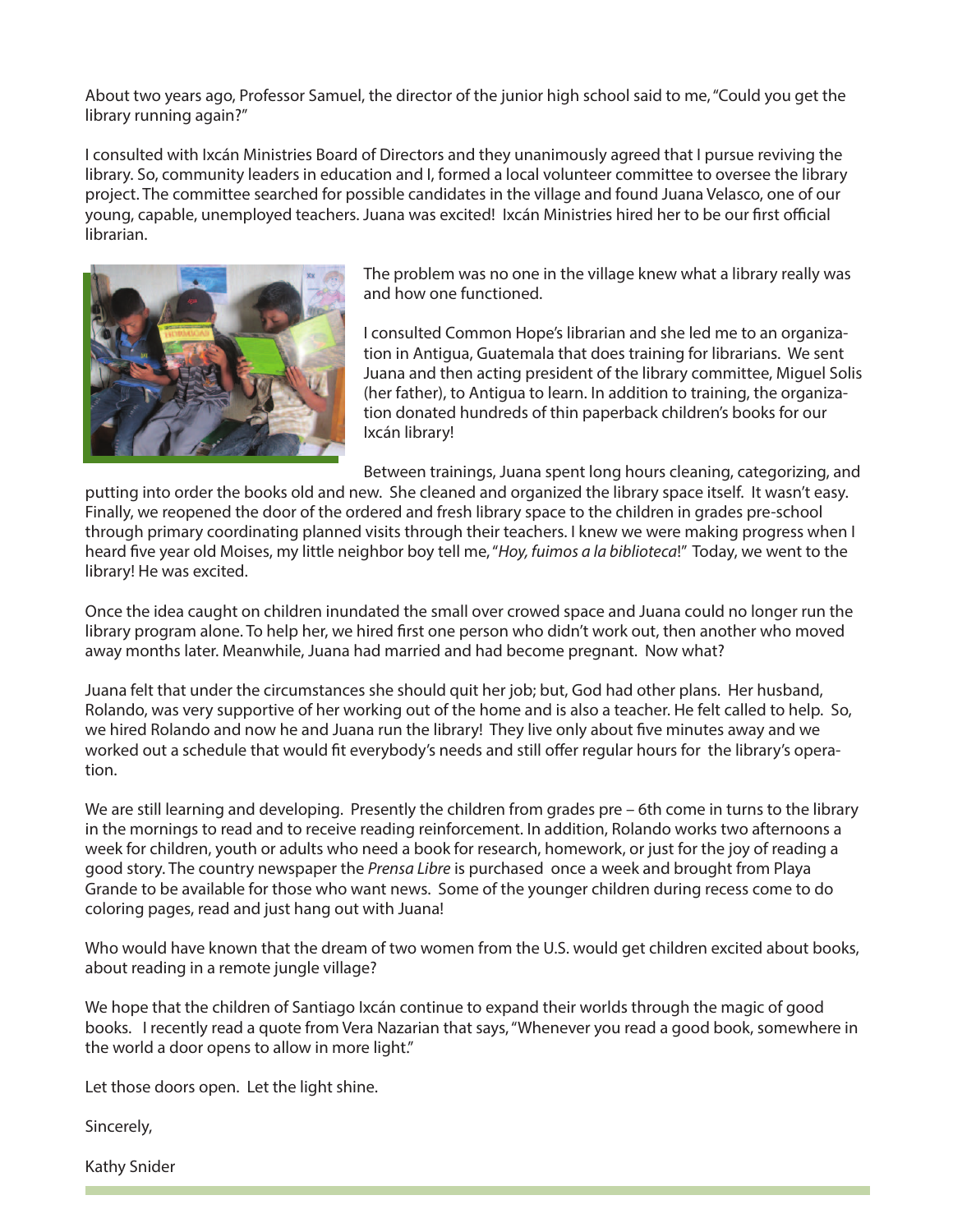About two years ago, Professor Samuel, the director of the junior high school said to me, "Could you get the library running again?"

I consulted with Ixcán Ministries Board of Directors and they unanimously agreed that I pursue reviving the library. So, community leaders in education and I, formed a local volunteer committee to oversee the library project. The committee searched for possible candidates in the village and found Juana Velasco, one of our young, capable, unemployed teachers. Juana was excited! Ixcán Ministries hired her to be our first official librarian.

The problem was no one in the village knew what a library really was and how one functioned.

I consulted Common Hope's librarian and she led me to an organization in Antigua, Guatemala that does training for librarians. We sent Juana and then acting president of the library committee, Miguel Solis (her father), to Antigua to learn. In addition to training, the organization donated hundreds of thin paperback children's books for our Ixcán library!

Between trainings, Juana spent long hours cleaning, categorizing, and putting into order the books old and new. She cleaned and organized the library space itself. It wasn't easy. Finally, we reopened the door of the ordered and fresh library space to the children in grades pre-school through primary coordinating planned visits through their teachers. I knew we were making progress when I heard five year old Moises, my little neighbor boy tell me, "*Hoy, fuimos a la biblioteca*!" Today, we went to the library! He was excited.

Once the idea caught on children inundated the small over crowed space and Juana could no longer run the library program alone. To help her, we hired first one person who didn't work out, then another who moved away months later. Meanwhile, Juana had married and had become pregnant. Now what?

Juana felt that under the circumstances she should quit her job; but, God had other plans. Her husband, Rolando, was very supportive of her working out of the home and is also a teacher. He felt called to help. So, we hired Rolando and now he and Juana run the library! They live only about five minutes away and we worked out a schedule that would fit everybody's needs and still offer regular hours for the library's operation.

We are still learning and developing. Presently the children from grades pre – 6th come in turns to the library in the mornings to read and to receive reading reinforcement. In addition, Rolando works two afternoons a week for children, youth or adults who need a book for research, homework, or just for the joy of reading a good story. The country newspaper the *Prensa Libre* is purchased once a week and brought from Playa Grande to be available for those who want news. Some of the younger children during recess come to do coloring pages, read and just hang out with Juana!

Who would have known that the dream of two women from the U.S. would get children excited about books, about reading in a remote jungle village?

We hope that the children of Santiago Ixcán continue to expand their worlds through the magic of good books. I recently read a quote from Vera Nazarian that says, "Whenever you read a good book, somewhere in the world a door opens to allow in more light."

Let those doors open. Let the light shine.

Sincerely,

Kathy Snider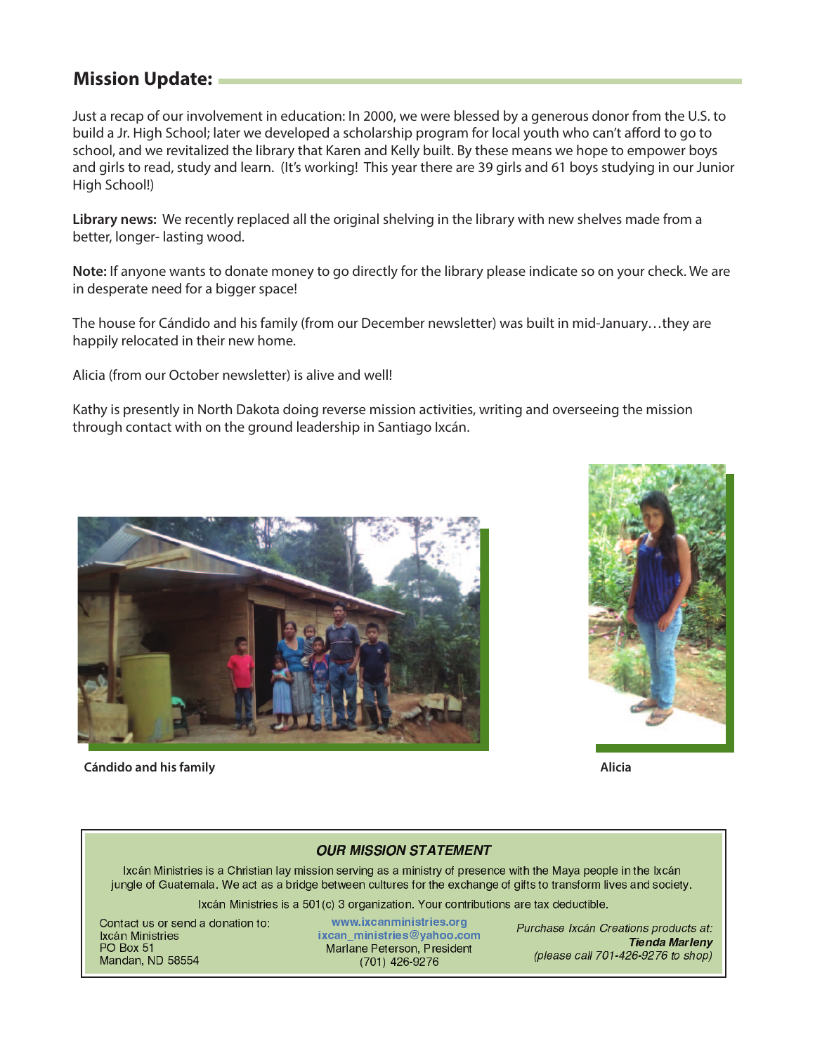## Mission Update:

Just a recap of our involvement in education: In 2000, we were blessed by a generous donor from the U.S. to build a Jr. High School; later we developed a scholarship program for local youth who can't afford to go to school, and we revitalized the library that Karen and Kelly built. By these means we hope to empower boys and girls to read, study and learn. (It's working! This year there are 39 girls and 61 boys studying in our Junior High School!)

**Library news:** We recently replaced all the original shelving in the library with new shelves made from a better, longer- lasting wood.

**Note:** If anyone wants to donate money to go directly for the library please indicate so on your check. We are in desperate need for a bigger space!

The house for Cándido and his family (from our December newsletter) was built in mid-January…they are happily relocated in their new home.

Alicia (from our October newsletter) is alive and well!

Kathy is presently in North Dakota doing reverse mission activities, writing and overseeing the mission through contact with on the ground leadership in Santiago Ixcán.

**Cándido and his family**

**Alicia**

***OUR MISSION STATEMENT***

Ixcán Ministries is a Christian lay mission serving as a ministry of presence with the Maya people in the Ixcán jungle of Guatemala. We act as a bridge between cultures for the exchange of gifts to transform lives and society.

Ixcán Ministries is a 501(c) 3 organization. Your contributions are tax deductible.

Contact us or send a donation to:
Ixcán Ministries
PO Box 51
Mandan, ND 58554

www.ixcanministries.org
ixcan_ministries@yahoo.com
Marlane Peterson, President
(701) 426-9276

*Purchase Ixcán Creations products at:*
***Tienda Marleny***
*(please call 701-426-9276 to shop)*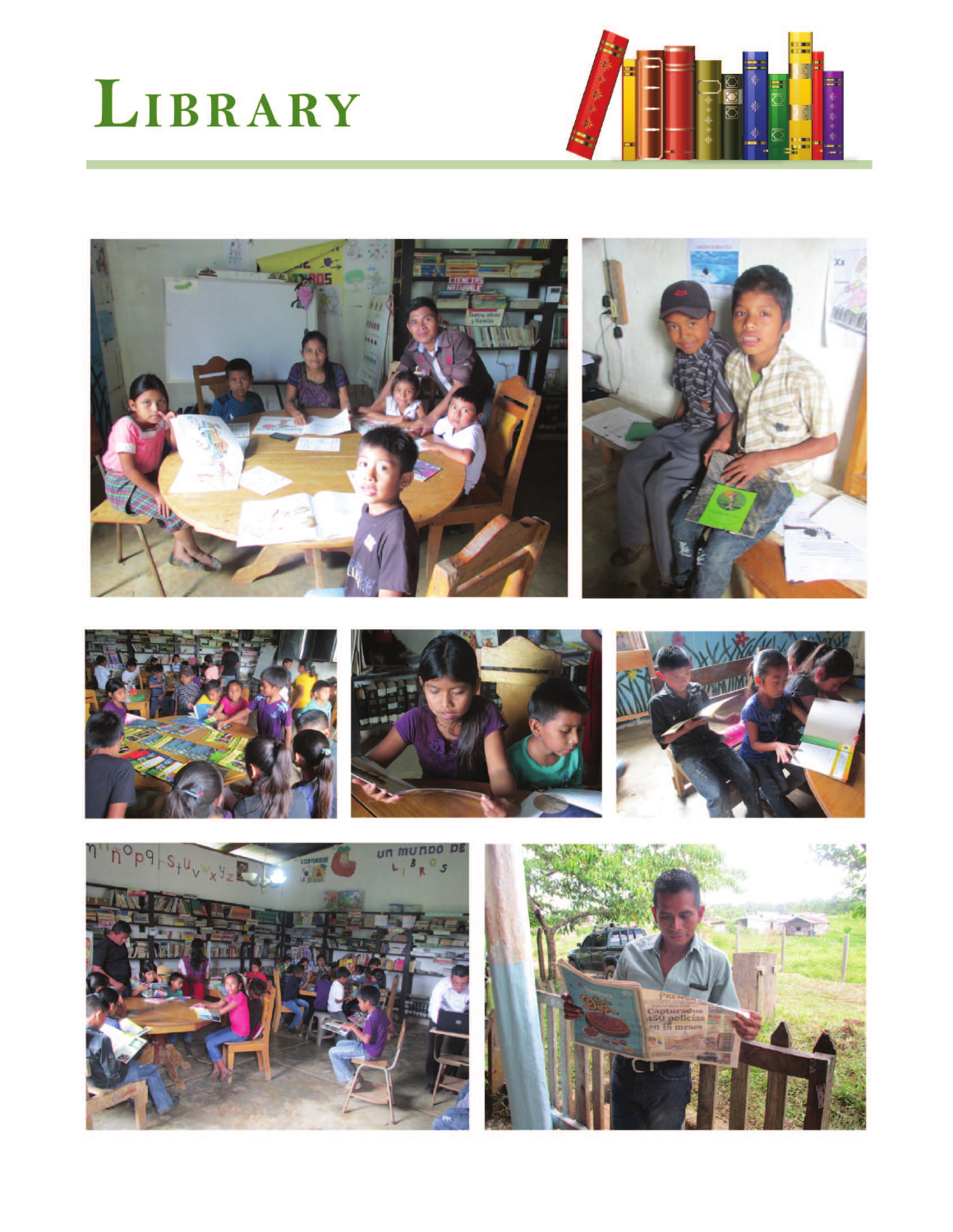# Library